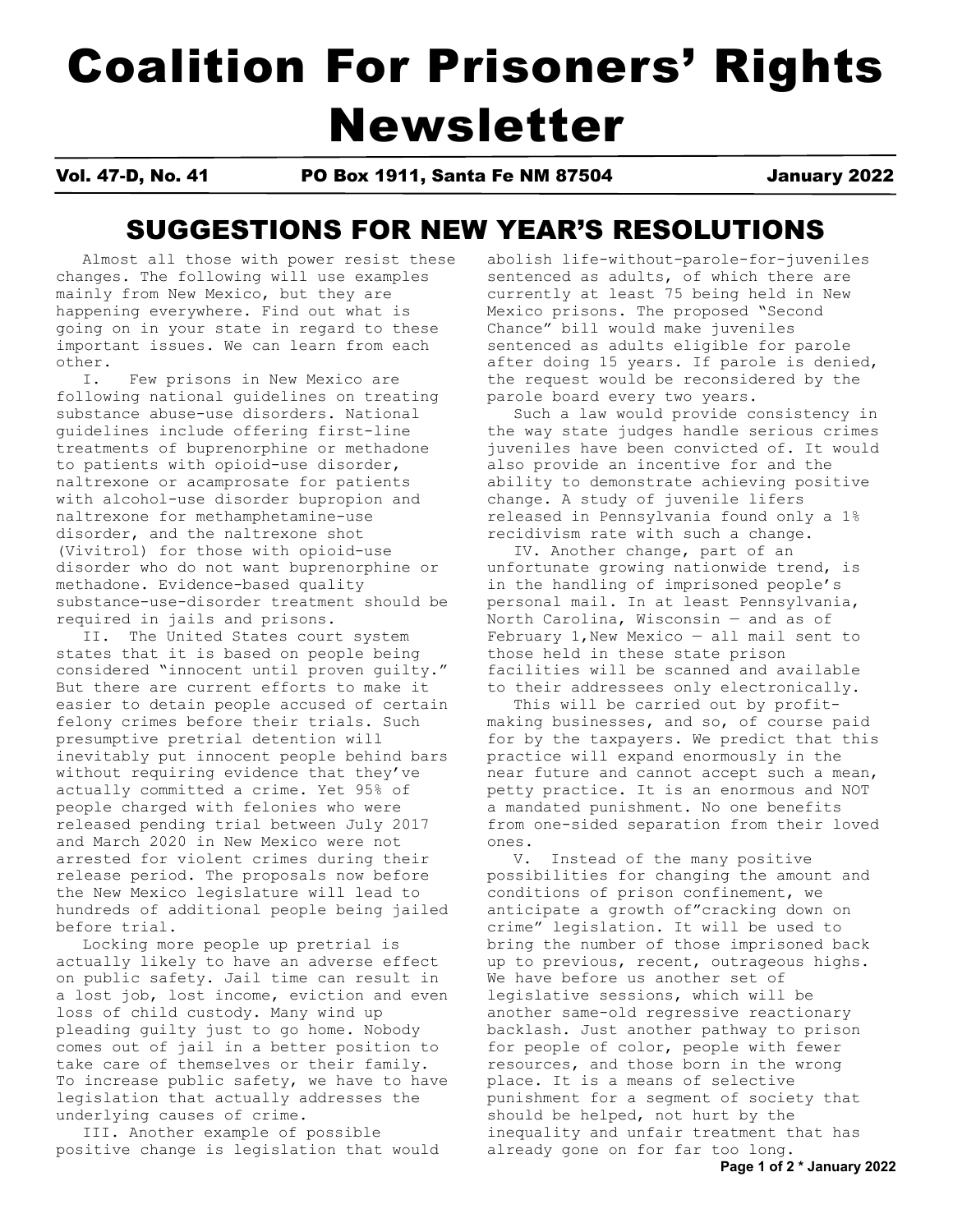# Coalition For Prisoners' Rights Newsletter

**Vol. 47-D, No. 41** **PO Box 1911, Santa Fe NM 87504** **January 2022**

## SUGGESTIONS FOR NEW YEAR'S RESOLUTIONS

Almost all those with power resist these changes. The following will use examples mainly from New Mexico, but they are happening everywhere. Find out what is going on in your state in regard to these important issues. We can learn from each other.

I. Few prisons in New Mexico are following national guidelines on treating substance abuse-use disorders. National guidelines include offering first-line treatments of buprenorphine or methadone to patients with opioid-use disorder, naltrexone or acamprosate for patients with alcohol-use disorder bupropion and naltrexone for methamphetamine-use disorder, and the naltrexone shot (Vivitrol) for those with opioid-use disorder who do not want buprenorphine or methadone. Evidence-based quality substance-use-disorder treatment should be required in jails and prisons.

II. The United States court system states that it is based on people being considered "innocent until proven guilty." But there are current efforts to make it easier to detain people accused of certain felony crimes before their trials. Such presumptive pretrial detention will inevitably put innocent people behind bars without requiring evidence that they've actually committed a crime. Yet 95% of people charged with felonies who were released pending trial between July 2017 and March 2020 in New Mexico were not arrested for violent crimes during their release period. The proposals now before the New Mexico legislature will lead to hundreds of additional people being jailed before trial.

Locking more people up pretrial is actually likely to have an adverse effect on public safety. Jail time can result in a lost job, lost income, eviction and even loss of child custody. Many wind up pleading guilty just to go home. Nobody comes out of jail in a better position to take care of themselves or their family. To increase public safety, we have to have legislation that actually addresses the underlying causes of crime.

III. Another example of possible positive change is legislation that would abolish life-without-parole-for-juveniles sentenced as adults, of which there are currently at least 75 being held in New Mexico prisons. The proposed "Second Chance" bill would make juveniles sentenced as adults eligible for parole after doing 15 years. If parole is denied, the request would be reconsidered by the parole board every two years.

Such a law would provide consistency in the way state judges handle serious crimes juveniles have been convicted of. It would also provide an incentive for and the ability to demonstrate achieving positive change. A study of juvenile lifers released in Pennsylvania found only a 1% recidivism rate with such a change.

IV. Another change, part of an unfortunate growing nationwide trend, is in the handling of imprisoned people's personal mail. In at least Pennsylvania, North Carolina, Wisconsin — and as of February 1,New Mexico — all mail sent to those held in these state prison facilities will be scanned and available to their addressees only electronically.

This will be carried out by profit-making businesses, and so, of course paid for by the taxpayers. We predict that this practice will expand enormously in the near future and cannot accept such a mean, petty practice. It is an enormous and NOT a mandated punishment. No one benefits from one-sided separation from their loved ones.

V. Instead of the many positive possibilities for changing the amount and conditions of prison confinement, we anticipate a growth of"cracking down on crime" legislation. It will be used to bring the number of those imprisoned back up to previous, recent, outrageous highs. We have before us another set of legislative sessions, which will be another same-old regressive reactionary backlash. Just another pathway to prison for people of color, people with fewer resources, and those born in the wrong place. It is a means of selective punishment for a segment of society that should be helped, not hurt by the inequality and unfair treatment that has already gone on for far too long.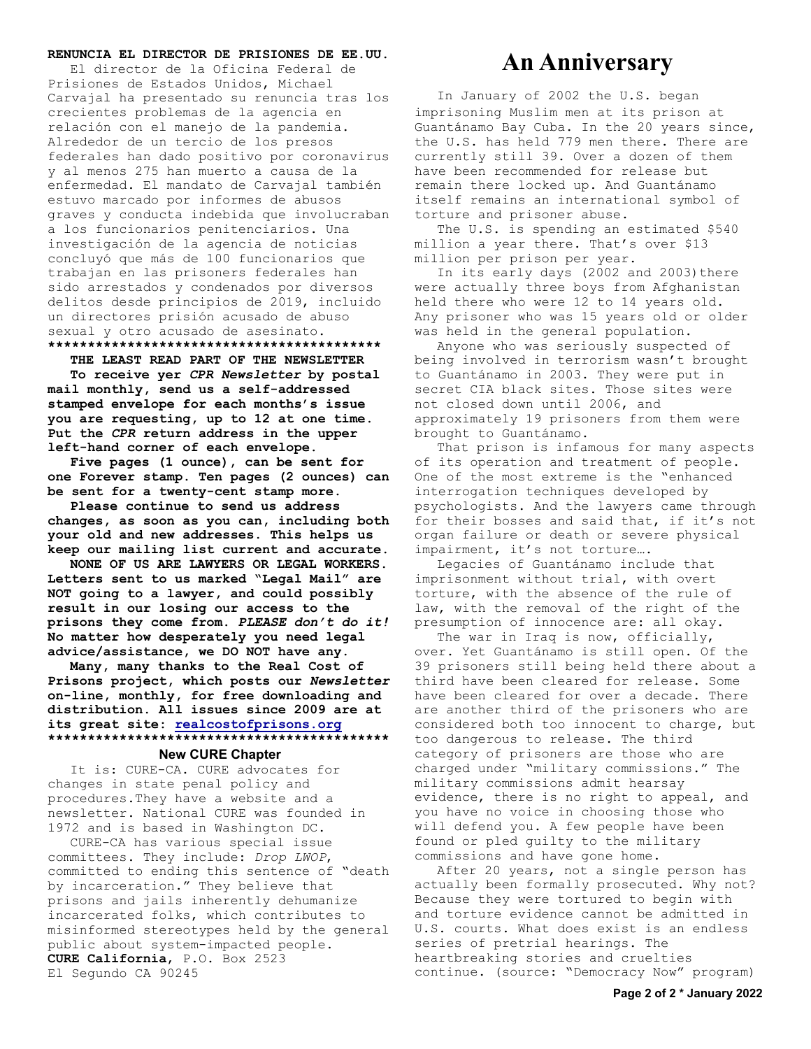**RENUNCIA EL DIRECTOR DE PRISIONES DE EE.UU.**

El director de la Oficina Federal de Prisiones de Estados Unidos, Michael Carvajal ha presentado su renuncia tras los crecientes problemas de la agencia en relación con el manejo de la pandemia. Alrededor de un tercio de los presos federales han dado positivo por coronavirus y al menos 275 han muerto a causa de la enfermedad. El mandato de Carvajal también estuvo marcado por informes de abusos graves y conducta indebida que involucraban a los funcionarios penitenciarios. Una investigación de la agencia de noticias concluyó que más de 100 funcionarios que trabajan en las prisoners federales han sido arrestados y condenados por diversos delitos desde principios de 2019, incluido un directores prisión acusado de abuso sexual y otro acusado de asesinato.

*******************************************

**THE LEAST READ PART OF THE NEWSLETTER**

**To receive yer *CPR Newsletter* by postal mail monthly, send us a self-addressed stamped envelope for each months's issue you are requesting, up to 12 at one time. Put the *CPR* return address in the upper left-hand corner of each envelope.**

**Five pages (1 ounce), can be sent for one Forever stamp. Ten pages (2 ounces) can be sent for a twenty-cent stamp more.**

**Please continue to send us address changes, as soon as you can, including both your old and new addresses. This helps us keep our mailing list current and accurate.**

**NONE OF US ARE LAWYERS OR LEGAL WORKERS. Letters sent to us marked "Legal Mail" are NOT going to a lawyer, and could possibly result in our losing our access to the prisons they come from. *PLEASE don't do it!* No matter how desperately you need legal advice/assistance, we DO NOT have any.**

**Many, many thanks to the Real Cost of Prisons project, which posts our *Newsletter* on-line, monthly, for free downloading and distribution. All issues since 2009 are at its great site: realcostofprisons.org**

*******************************************

### New CURE Chapter

It is: CURE-CA. CURE advocates for changes in state penal policy and procedures.They have a website and a newsletter. National CURE was founded in 1972 and is based in Washington DC.

CURE-CA has various special issue committees. They include: *Drop LWOP*, committed to ending this sentence of "death by incarceration." They believe that prisons and jails inherently dehumanize incarcerated folks, which contributes to misinformed stereotypes held by the general public about system-impacted people.

**CURE California**, P.O. Box 2523
El Segundo CA 90245

# An Anniversary

In January of 2002 the U.S. began imprisoning Muslim men at its prison at Guantánamo Bay Cuba. In the 20 years since, the U.S. has held 779 men there. There are currently still 39. Over a dozen of them have been recommended for release but remain there locked up. And Guantánamo itself remains an international symbol of torture and prisoner abuse.

The U.S. is spending an estimated $540 million a year there. That's over $13 million per prison per year.

In its early days (2002 and 2003)there were actually three boys from Afghanistan held there who were 12 to 14 years old. Any prisoner who was 15 years old or older was held in the general population.

Anyone who was seriously suspected of being involved in terrorism wasn't brought to Guantánamo in 2003. They were put in secret CIA black sites. Those sites were not closed down until 2006, and approximately 19 prisoners from them were brought to Guantánamo.

That prison is infamous for many aspects of its operation and treatment of people. One of the most extreme is the "enhanced interrogation techniques developed by psychologists. And the lawyers came through for their bosses and said that, if it's not organ failure or death or severe physical impairment, it's not torture….

Legacies of Guantánamo include that imprisonment without trial, with overt torture, with the absence of the rule of law, with the removal of the right of the presumption of innocence are: all okay.

The war in Iraq is now, officially, over. Yet Guantánamo is still open. Of the 39 prisoners still being held there about a third have been cleared for release. Some have been cleared for over a decade. There are another third of the prisoners who are considered both too innocent to charge, but too dangerous to release. The third category of prisoners are those who are charged under "military commissions." The military commissions admit hearsay evidence, there is no right to appeal, and you have no voice in choosing those who will defend you. A few people have been found or pled guilty to the military commissions and have gone home.

After 20 years, not a single person has actually been formally prosecuted. Why not? Because they were tortured to begin with and torture evidence cannot be admitted in U.S. courts. What does exist is an endless series of pretrial hearings. The heartbreaking stories and cruelties continue. (source: "Democracy Now" program)